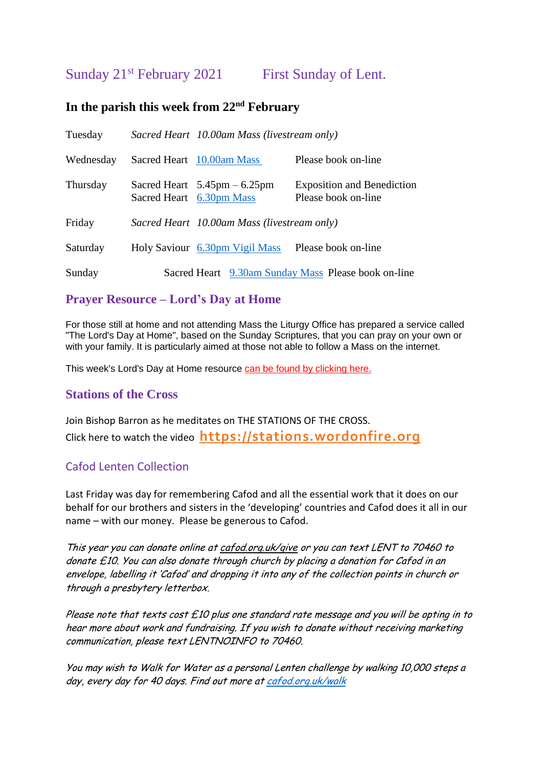# Sunday 21st February 2021 First Sunday of Lent.

## In the parish this week from 22nd February

| | | | |
|---|---|---|---|
| Tuesday | *Sacred Heart* | *10.00am Mass (livestream only)* | |
| Wednesday | Sacred Heart | 10.00am Mass | Please book on-line |
| Thursday | Sacred Heart<br>Sacred Heart | 5.45pm – 6.25pm<br>6.30pm Mass | Exposition and Benediction<br>Please book on-line |
| Friday | *Sacred Heart* | *10.00am Mass (livestream only)* | |
| Saturday | Holy Saviour | 6.30pm Vigil Mass | Please book on-line |
| Sunday | Sacred Heart | 9.30am Sunday Mass | Please book on-line |

## Prayer Resource – Lord's Day at Home

For those still at home and not attending Mass the Liturgy Office has prepared a service called "The Lord's Day at Home", based on the Sunday Scriptures, that you can pray on your own or with your family. It is particularly aimed at those not able to follow a Mass on the internet.

This week's Lord's Day at Home resource can be found by clicking here.

## Stations of the Cross

Join Bishop Barron as he meditates on THE STATIONS OF THE CROSS.

Click here to watch the video **https://stations.wordonfire.org**

## Cafod Lenten Collection

Last Friday was day for remembering Cafod and all the essential work that it does on our behalf for our brothers and sisters in the 'developing' countries and Cafod does it all in our name – with our money. Please be generous to Cafod.

*This year you can donate online at cafod.org.uk/give or you can text LENT to 70460 to donate £10. You can also donate through church by placing a donation for Cafod in an envelope, labelling it 'Cafod' and dropping it into any of the collection points in church or through a presbytery letterbox.*

*Please note that texts cost £10 plus one standard rate message and you will be opting in to hear more about work and fundraising. If you wish to donate without receiving marketing communication, please text LENTNOINFO to 70460.*

*You may wish to Walk for Water as a personal Lenten challenge by walking 10,000 steps a day, every day for 40 days. Find out more at cafod.org.uk/walk*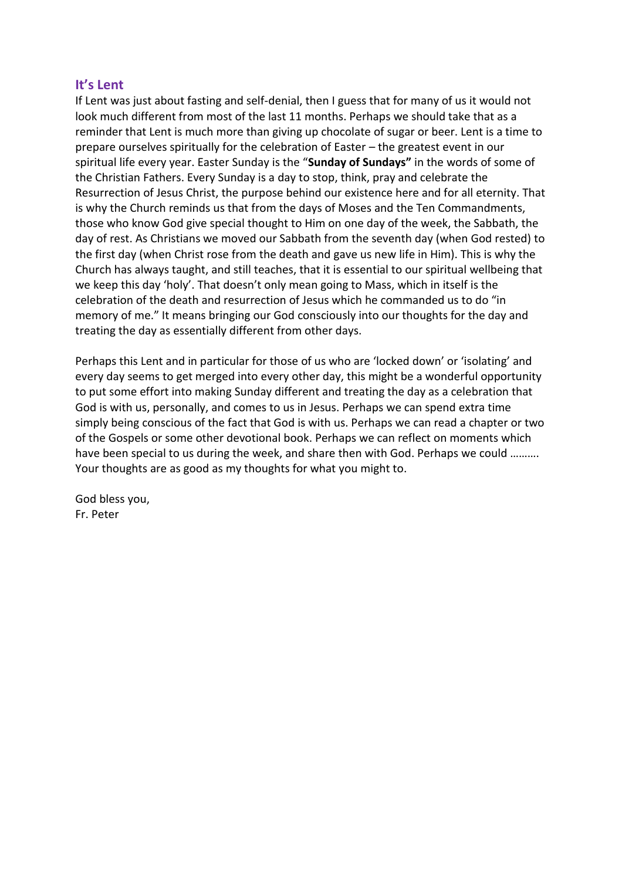## It's Lent

If Lent was just about fasting and self-denial, then I guess that for many of us it would not look much different from most of the last 11 months. Perhaps we should take that as a reminder that Lent is much more than giving up chocolate of sugar or beer. Lent is a time to prepare ourselves spiritually for the celebration of Easter – the greatest event in our spiritual life every year. Easter Sunday is the "**Sunday of Sundays"** in the words of some of the Christian Fathers. Every Sunday is a day to stop, think, pray and celebrate the Resurrection of Jesus Christ, the purpose behind our existence here and for all eternity. That is why the Church reminds us that from the days of Moses and the Ten Commandments, those who know God give special thought to Him on one day of the week, the Sabbath, the day of rest. As Christians we moved our Sabbath from the seventh day (when God rested) to the first day (when Christ rose from the death and gave us new life in Him). This is why the Church has always taught, and still teaches, that it is essential to our spiritual wellbeing that we keep this day 'holy'. That doesn't only mean going to Mass, which in itself is the celebration of the death and resurrection of Jesus which he commanded us to do "in memory of me." It means bringing our God consciously into our thoughts for the day and treating the day as essentially different from other days.

Perhaps this Lent and in particular for those of us who are 'locked down' or 'isolating' and every day seems to get merged into every other day, this might be a wonderful opportunity to put some effort into making Sunday different and treating the day as a celebration that God is with us, personally, and comes to us in Jesus. Perhaps we can spend extra time simply being conscious of the fact that God is with us. Perhaps we can read a chapter or two of the Gospels or some other devotional book. Perhaps we can reflect on moments which have been special to us during the week, and share then with God. Perhaps we could ………. Your thoughts are as good as my thoughts for what you might to.

God bless you,
Fr. Peter